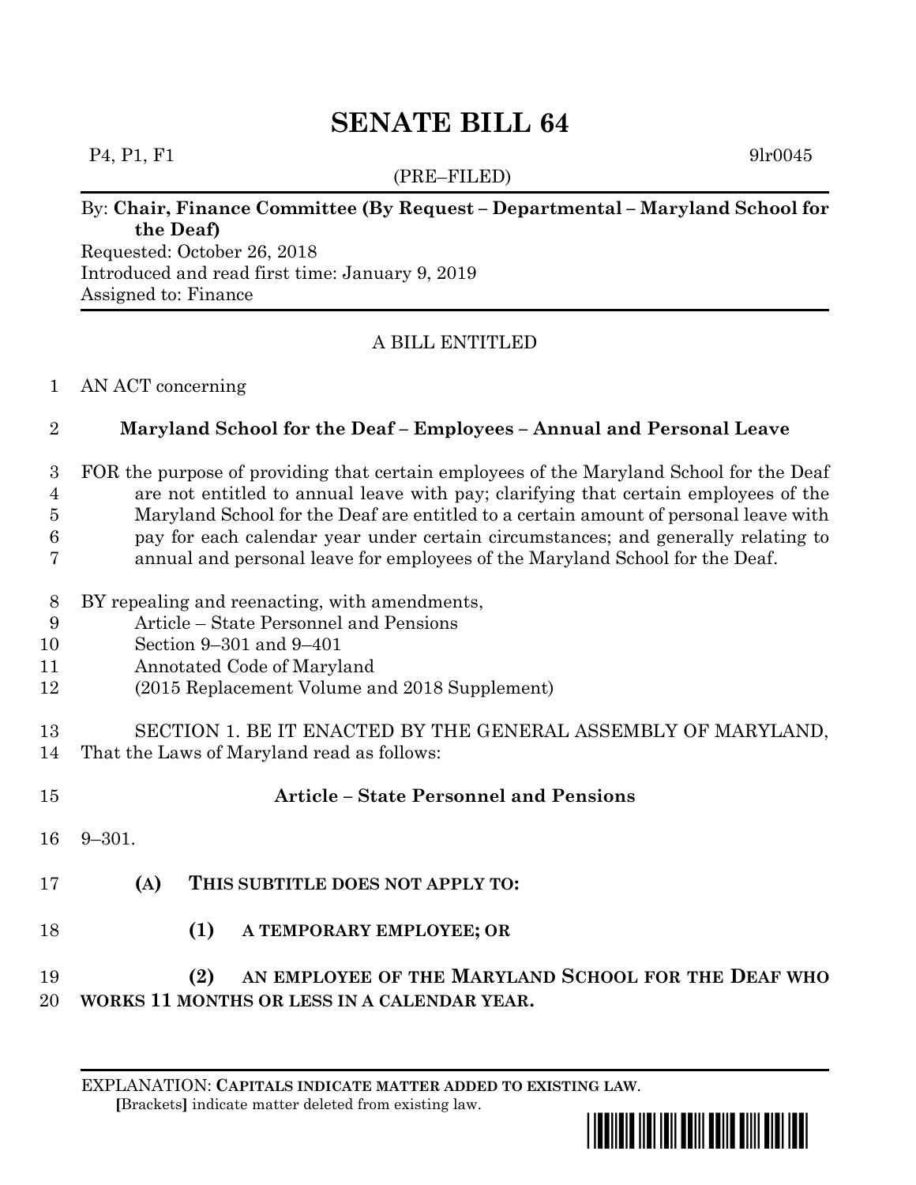# SENATE BILL 64

P4, P1, F1 9lr0045

(PRE–FILED)

By: **Chair, Finance Committee (By Request – Departmental – Maryland School for the Deaf)**

Requested: October 26, 2018

Introduced and read first time: January 9, 2019

Assigned to: Finance

A BILL ENTITLED

1 AN ACT concerning

2 **Maryland School for the Deaf – Employees – Annual and Personal Leave**

3 FOR the purpose of providing that certain employees of the Maryland School for the Deaf
4 are not entitled to annual leave with pay; clarifying that certain employees of the
5 Maryland School for the Deaf are entitled to a certain amount of personal leave with
6 pay for each calendar year under certain circumstances; and generally relating to
7 annual and personal leave for employees of the Maryland School for the Deaf.

8 BY repealing and reenacting, with amendments,
9 Article – State Personnel and Pensions
10 Section 9–301 and 9–401
11 Annotated Code of Maryland
12 (2015 Replacement Volume and 2018 Supplement)

13 SECTION 1. BE IT ENACTED BY THE GENERAL ASSEMBLY OF MARYLAND,
14 That the Laws of Maryland read as follows:

15 **Article – State Personnel and Pensions**

16 9–301.

17 **(A) THIS SUBTITLE DOES NOT APPLY TO:**

18 **(1) A TEMPORARY EMPLOYEE; OR**

19 **(2) AN EMPLOYEE OF THE MARYLAND SCHOOL FOR THE DEAF WHO**
20 **WORKS 11 MONTHS OR LESS IN A CALENDAR YEAR.**

EXPLANATION: **CAPITALS INDICATE MATTER ADDED TO EXISTING LAW.**
**[**Brackets**]** indicate matter deleted from existing law.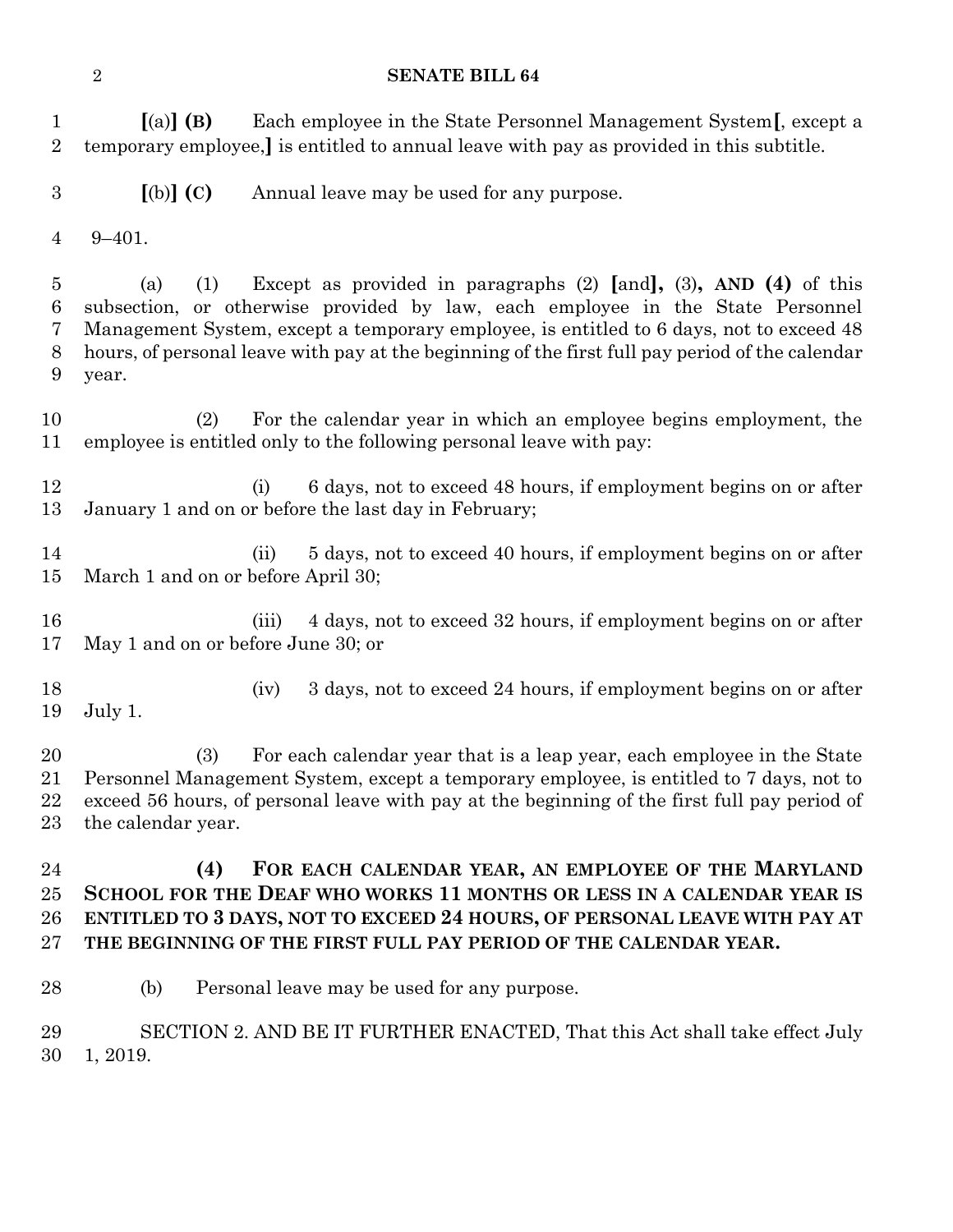**[**(a)**] (B)** Each employee in the State Personnel Management System**[**, except a temporary employee,**]** is entitled to annual leave with pay as provided in this subtitle.

**[**(b)**] (C)** Annual leave may be used for any purpose.

9–401.

(a) (1) Except as provided in paragraphs (2) **[**and**]**, (3)**, AND (4)** of this subsection, or otherwise provided by law, each employee in the State Personnel Management System, except a temporary employee, is entitled to 6 days, not to exceed 48 hours, of personal leave with pay at the beginning of the first full pay period of the calendar year.

(2) For the calendar year in which an employee begins employment, the employee is entitled only to the following personal leave with pay:

(i) 6 days, not to exceed 48 hours, if employment begins on or after January 1 and on or before the last day in February;

(ii) 5 days, not to exceed 40 hours, if employment begins on or after March 1 and on or before April 30;

(iii) 4 days, not to exceed 32 hours, if employment begins on or after May 1 and on or before June 30; or

(iv) 3 days, not to exceed 24 hours, if employment begins on or after July 1.

(3) For each calendar year that is a leap year, each employee in the State Personnel Management System, except a temporary employee, is entitled to 7 days, not to exceed 56 hours, of personal leave with pay at the beginning of the first full pay period of the calendar year.

**(4) FOR EACH CALENDAR YEAR, AN EMPLOYEE OF THE MARYLAND SCHOOL FOR THE DEAF WHO WORKS 11 MONTHS OR LESS IN A CALENDAR YEAR IS ENTITLED TO 3 DAYS, NOT TO EXCEED 24 HOURS, OF PERSONAL LEAVE WITH PAY AT THE BEGINNING OF THE FIRST FULL PAY PERIOD OF THE CALENDAR YEAR.**

(b) Personal leave may be used for any purpose.

SECTION 2. AND BE IT FURTHER ENACTED, That this Act shall take effect July 1, 2019.